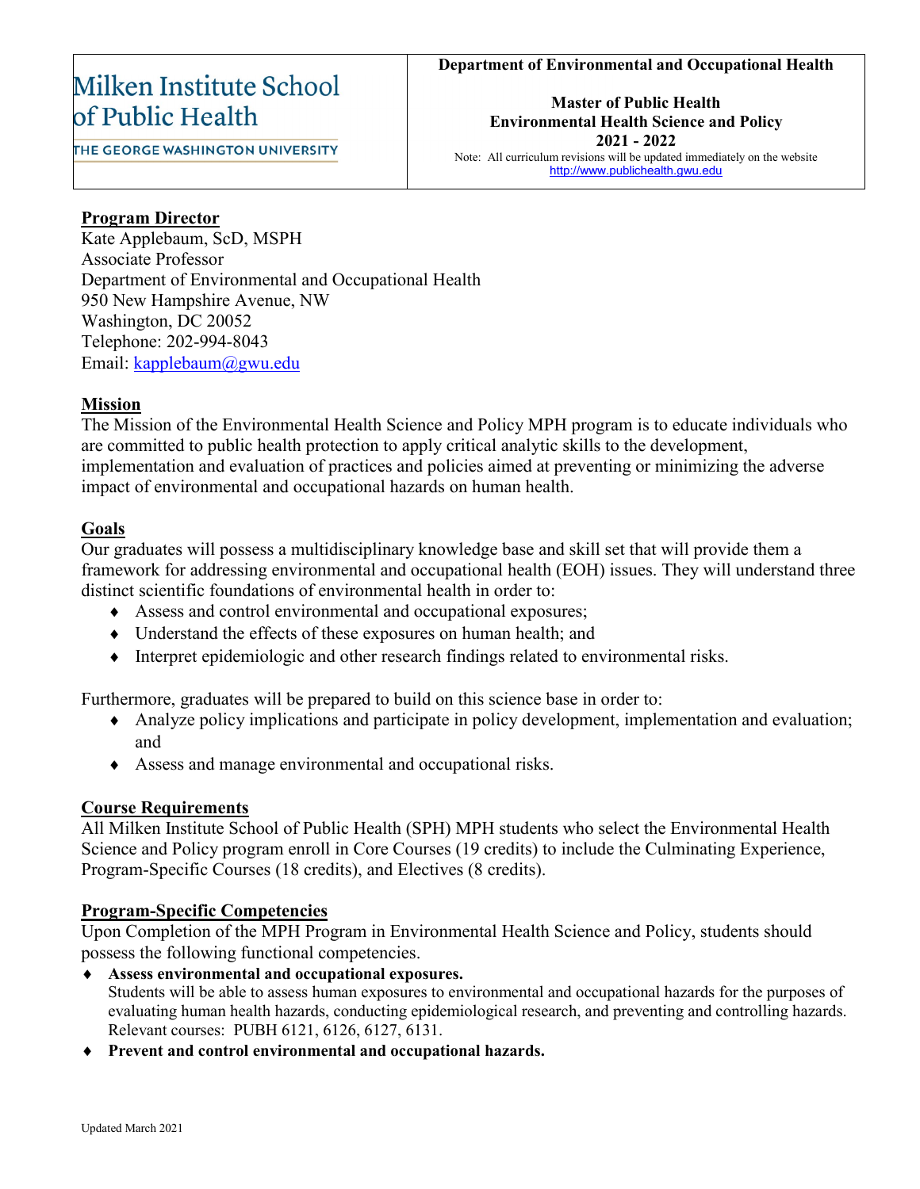| Milken Institute School of Public Health<br>THE GEORGE WASHINGTON UNIVERSITY | **Department of Environmental and Occupational Health**<br><br>**Master of Public Health**<br>**Environmental Health Science and Policy**<br>**2021 - 2022**<br>Note: All curriculum revisions will be updated immediately on the website<br>http://www.publichealth.gwu.edu |
|---|---|

## Program Director

Kate Applebaum, ScD, MSPH
Associate Professor
Department of Environmental and Occupational Health
950 New Hampshire Avenue, NW
Washington, DC 20052
Telephone: 202-994-8043
Email: kapplebaum@gwu.edu

## Mission

The Mission of the Environmental Health Science and Policy MPH program is to educate individuals who are committed to public health protection to apply critical analytic skills to the development, implementation and evaluation of practices and policies aimed at preventing or minimizing the adverse impact of environmental and occupational hazards on human health.

## Goals

Our graduates will possess a multidisciplinary knowledge base and skill set that will provide them a framework for addressing environmental and occupational health (EOH) issues. They will understand three distinct scientific foundations of environmental health in order to:

- Assess and control environmental and occupational exposures;
- Understand the effects of these exposures on human health; and
- Interpret epidemiologic and other research findings related to environmental risks.

Furthermore, graduates will be prepared to build on this science base in order to:

- Analyze policy implications and participate in policy development, implementation and evaluation; and
- Assess and manage environmental and occupational risks.

## Course Requirements

All Milken Institute School of Public Health (SPH) MPH students who select the Environmental Health Science and Policy program enroll in Core Courses (19 credits) to include the Culminating Experience, Program-Specific Courses (18 credits), and Electives (8 credits).

## Program-Specific Competencies

Upon Completion of the MPH Program in Environmental Health Science and Policy, students should possess the following functional competencies.

- **Assess environmental and occupational exposures.**
  Students will be able to assess human exposures to environmental and occupational hazards for the purposes of evaluating human health hazards, conducting epidemiological research, and preventing and controlling hazards. Relevant courses: PUBH 6121, 6126, 6127, 6131.
- **Prevent and control environmental and occupational hazards.**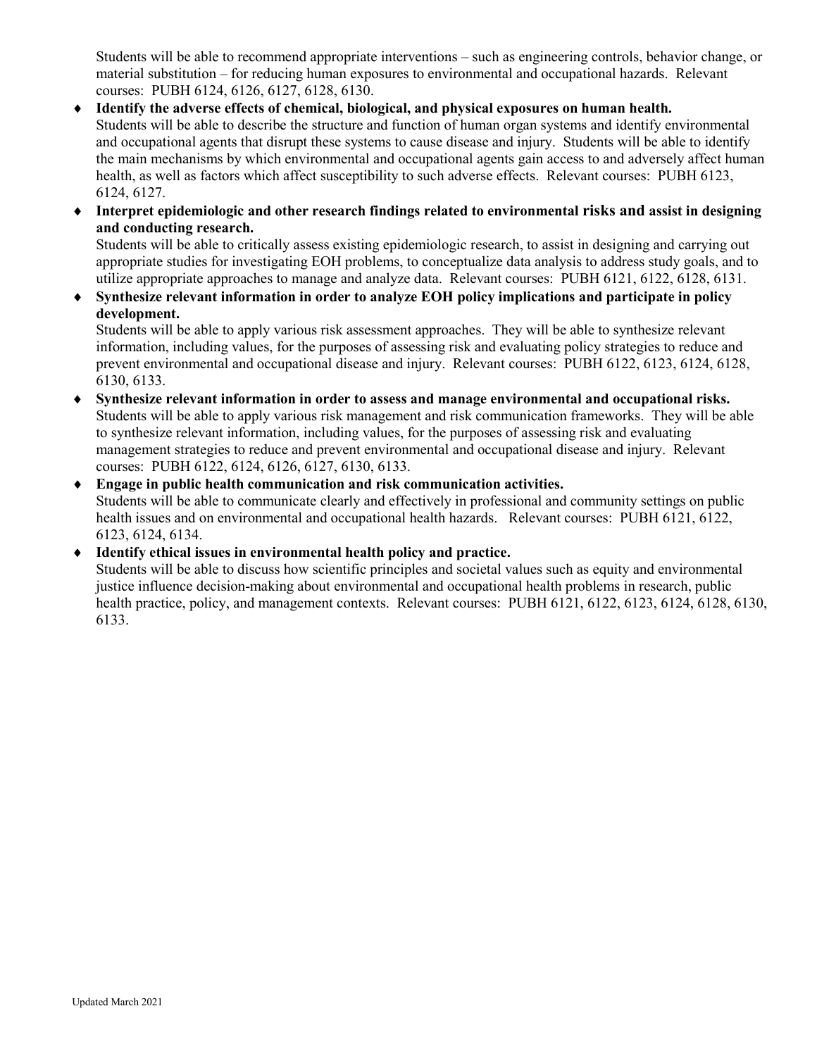Students will be able to recommend appropriate interventions – such as engineering controls, behavior change, or material substitution – for reducing human exposures to environmental and occupational hazards. Relevant courses: PUBH 6124, 6126, 6127, 6128, 6130.

- **Identify the adverse effects of chemical, biological, and physical exposures on human health.**
  Students will be able to describe the structure and function of human organ systems and identify environmental and occupational agents that disrupt these systems to cause disease and injury. Students will be able to identify the main mechanisms by which environmental and occupational agents gain access to and adversely affect human health, as well as factors which affect susceptibility to such adverse effects. Relevant courses: PUBH 6123, 6124, 6127.
- **Interpret epidemiologic and other research findings related to environmental risks and assist in designing and conducting research.**
  Students will be able to critically assess existing epidemiologic research, to assist in designing and carrying out appropriate studies for investigating EOH problems, to conceptualize data analysis to address study goals, and to utilize appropriate approaches to manage and analyze data. Relevant courses: PUBH 6121, 6122, 6128, 6131.
- **Synthesize relevant information in order to analyze EOH policy implications and participate in policy development.**
  Students will be able to apply various risk assessment approaches. They will be able to synthesize relevant information, including values, for the purposes of assessing risk and evaluating policy strategies to reduce and prevent environmental and occupational disease and injury. Relevant courses: PUBH 6122, 6123, 6124, 6128, 6130, 6133.
- **Synthesize relevant information in order to assess and manage environmental and occupational risks.**
  Students will be able to apply various risk management and risk communication frameworks. They will be able to synthesize relevant information, including values, for the purposes of assessing risk and evaluating management strategies to reduce and prevent environmental and occupational disease and injury. Relevant courses: PUBH 6122, 6124, 6126, 6127, 6130, 6133.
- **Engage in public health communication and risk communication activities.**
  Students will be able to communicate clearly and effectively in professional and community settings on public health issues and on environmental and occupational health hazards. Relevant courses: PUBH 6121, 6122, 6123, 6124, 6134.
- **Identify ethical issues in environmental health policy and practice.**
  Students will be able to discuss how scientific principles and societal values such as equity and environmental justice influence decision-making about environmental and occupational health problems in research, public health practice, policy, and management contexts. Relevant courses: PUBH 6121, 6122, 6123, 6124, 6128, 6130, 6133.

Updated March 2021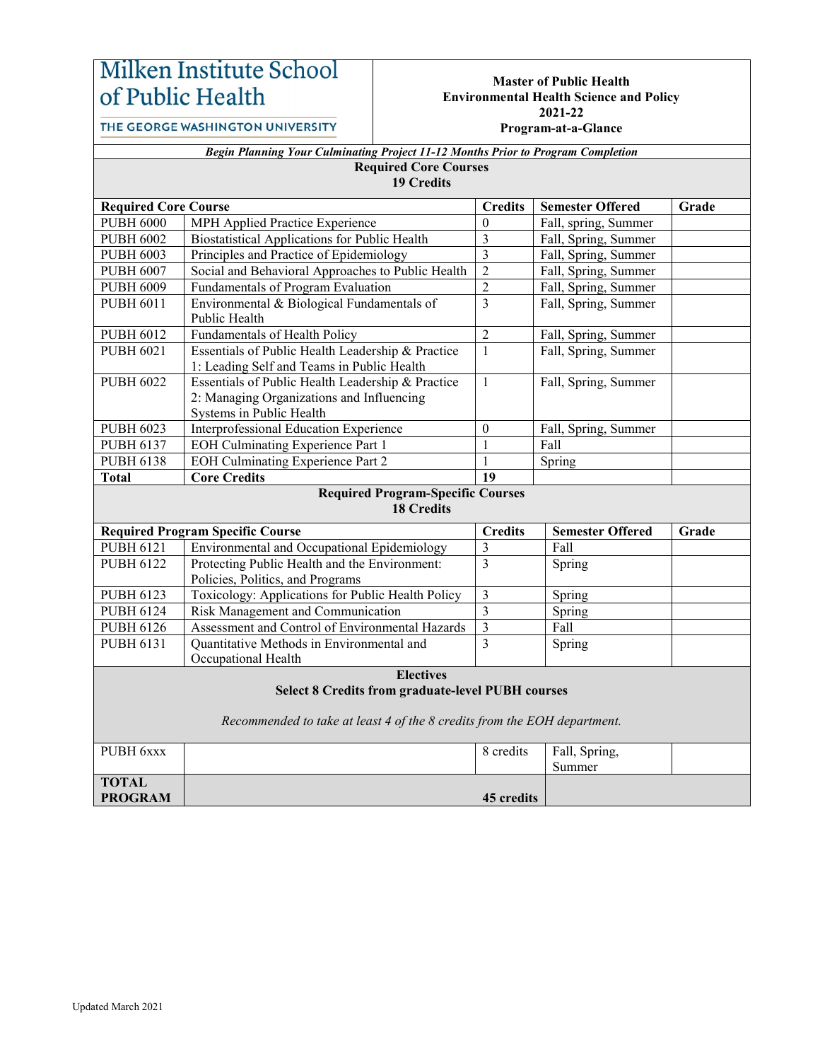# Milken Institute School of Public Health

THE GEORGE WASHINGTON UNIVERSITY

**Master of Public Health**
**Environmental Health Science and Policy**
**2021-22**
**Program-at-a-Glance**

***Begin Planning Your Culminating Project 11-12 Months Prior to Program Completion***

**Required Core Courses**
**19 Credits**

| Required Core Course | | Credits | Semester Offered | Grade |
|---|---|---|---|---|
| PUBH 6000 | MPH Applied Practice Experience | 0 | Fall, spring, Summer | |
| PUBH 6002 | Biostatistical Applications for Public Health | 3 | Fall, Spring, Summer | |
| PUBH 6003 | Principles and Practice of Epidemiology | 3 | Fall, Spring, Summer | |
| PUBH 6007 | Social and Behavioral Approaches to Public Health | 2 | Fall, Spring, Summer | |
| PUBH 6009 | Fundamentals of Program Evaluation | 2 | Fall, Spring, Summer | |
| PUBH 6011 | Environmental & Biological Fundamentals of Public Health | 3 | Fall, Spring, Summer | |
| PUBH 6012 | Fundamentals of Health Policy | 2 | Fall, Spring, Summer | |
| PUBH 6021 | Essentials of Public Health Leadership & Practice 1: Leading Self and Teams in Public Health | 1 | Fall, Spring, Summer | |
| PUBH 6022 | Essentials of Public Health Leadership & Practice 2: Managing Organizations and Influencing Systems in Public Health | 1 | Fall, Spring, Summer | |
| PUBH 6023 | Interprofessional Education Experience | 0 | Fall, Spring, Summer | |
| PUBH 6137 | EOH Culminating Experience Part 1 | 1 | Fall | |
| PUBH 6138 | EOH Culminating Experience Part 2 | 1 | Spring | |
| **Total** | **Core Credits** | **19** | | |

**Required Program-Specific Courses**
**18 Credits**

| Required Program Specific Course | | Credits | Semester Offered | Grade |
|---|---|---|---|---|
| PUBH 6121 | Environmental and Occupational Epidemiology | 3 | Fall | |
| PUBH 6122 | Protecting Public Health and the Environment: Policies, Politics, and Programs | 3 | Spring | |
| PUBH 6123 | Toxicology: Applications for Public Health Policy | 3 | Spring | |
| PUBH 6124 | Risk Management and Communication | 3 | Spring | |
| PUBH 6126 | Assessment and Control of Environmental Hazards | 3 | Fall | |
| PUBH 6131 | Quantitative Methods in Environmental and Occupational Health | 3 | Spring | |

**Electives**
**Select 8 Credits from graduate-level PUBH courses**

*Recommended to take at least 4 of the 8 credits from the EOH department.*

| | | Credits | Semester Offered | Grade |
|---|---|---|---|---|
| PUBH 6xxx | | 8 credits | Fall, Spring, Summer | |
| **TOTAL PROGRAM** | | **45 credits** | | |

Updated March 2021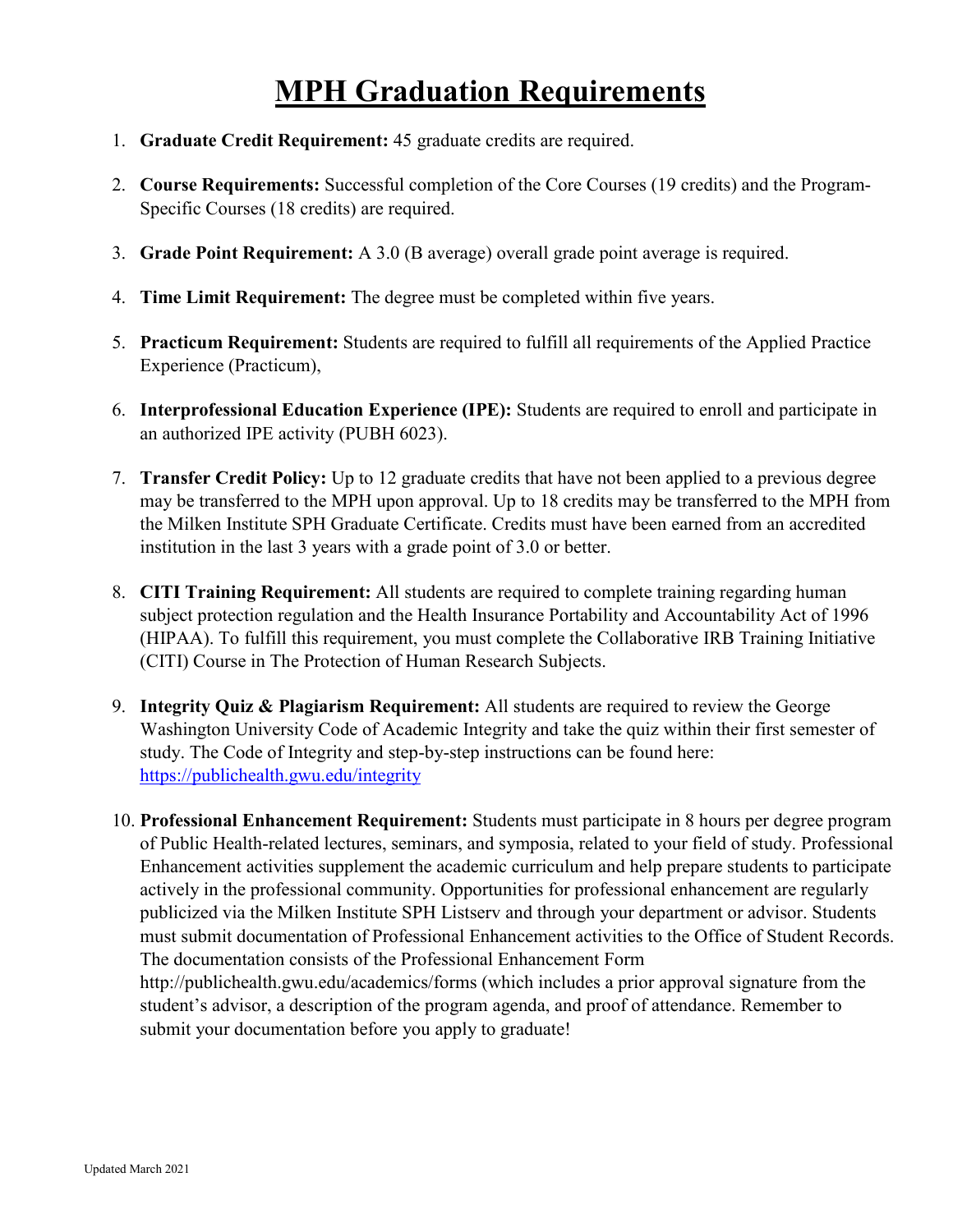# MPH Graduation Requirements

1. **Graduate Credit Requirement:** 45 graduate credits are required.

2. **Course Requirements:** Successful completion of the Core Courses (19 credits) and the Program-Specific Courses (18 credits) are required.

3. **Grade Point Requirement:** A 3.0 (B average) overall grade point average is required.

4. **Time Limit Requirement:** The degree must be completed within five years.

5. **Practicum Requirement:** Students are required to fulfill all requirements of the Applied Practice Experience (Practicum),

6. **Interprofessional Education Experience (IPE):** Students are required to enroll and participate in an authorized IPE activity (PUBH 6023).

7. **Transfer Credit Policy:** Up to 12 graduate credits that have not been applied to a previous degree may be transferred to the MPH upon approval. Up to 18 credits may be transferred to the MPH from the Milken Institute SPH Graduate Certificate. Credits must have been earned from an accredited institution in the last 3 years with a grade point of 3.0 or better.

8. **CITI Training Requirement:** All students are required to complete training regarding human subject protection regulation and the Health Insurance Portability and Accountability Act of 1996 (HIPAA). To fulfill this requirement, you must complete the Collaborative IRB Training Initiative (CITI) Course in The Protection of Human Research Subjects.

9. **Integrity Quiz & Plagiarism Requirement:** All students are required to review the George Washington University Code of Academic Integrity and take the quiz within their first semester of study. The Code of Integrity and step-by-step instructions can be found here: [https://publichealth.gwu.edu/integrity](https://publichealth.gwu.edu/integrity)

10. **Professional Enhancement Requirement:** Students must participate in 8 hours per degree program of Public Health-related lectures, seminars, and symposia, related to your field of study. Professional Enhancement activities supplement the academic curriculum and help prepare students to participate actively in the professional community. Opportunities for professional enhancement are regularly publicized via the Milken Institute SPH Listserv and through your department or advisor. Students must submit documentation of Professional Enhancement activities to the Office of Student Records. The documentation consists of the Professional Enhancement Form http://publichealth.gwu.edu/academics/forms (which includes a prior approval signature from the student's advisor, a description of the program agenda, and proof of attendance. Remember to submit your documentation before you apply to graduate!

Updated March 2021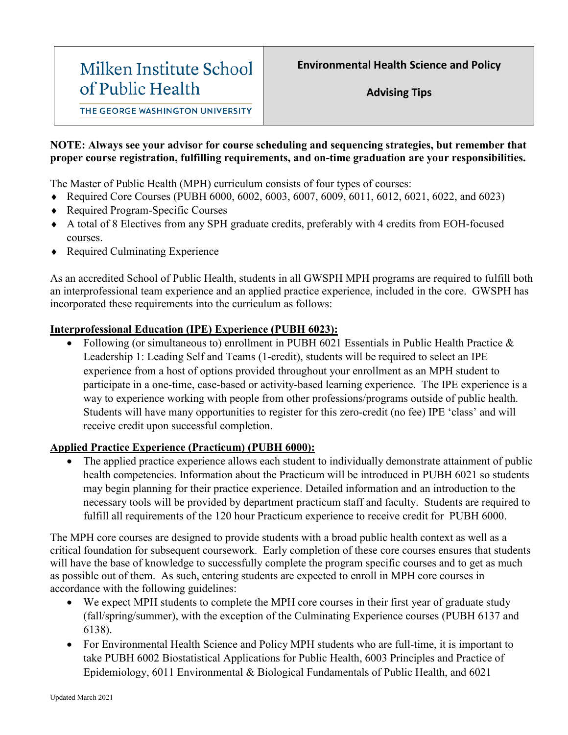| Milken Institute School of Public Health<br>THE GEORGE WASHINGTON UNIVERSITY | **Environmental Health Science and Policy**<br><br>**Advising Tips** |
|---|---|

**NOTE: Always see your advisor for course scheduling and sequencing strategies, but remember that proper course registration, fulfilling requirements, and on-time graduation are your responsibilities.**

The Master of Public Health (MPH) curriculum consists of four types of courses:

- Required Core Courses (PUBH 6000, 6002, 6003, 6007, 6009, 6011, 6012, 6021, 6022, and 6023)
- Required Program-Specific Courses
- A total of 8 Electives from any SPH graduate credits, preferably with 4 credits from EOH-focused courses.
- Required Culminating Experience

As an accredited School of Public Health, students in all GWSPH MPH programs are required to fulfill both an interprofessional team experience and an applied practice experience, included in the core. GWSPH has incorporated these requirements into the curriculum as follows:

**Interprofessional Education (IPE) Experience (PUBH 6023):**

- Following (or simultaneous to) enrollment in PUBH 6021 Essentials in Public Health Practice & Leadership 1: Leading Self and Teams (1-credit), students will be required to select an IPE experience from a host of options provided throughout your enrollment as an MPH student to participate in a one-time, case-based or activity-based learning experience. The IPE experience is a way to experience working with people from other professions/programs outside of public health. Students will have many opportunities to register for this zero-credit (no fee) IPE 'class' and will receive credit upon successful completion.

**Applied Practice Experience (Practicum) (PUBH 6000):**

- The applied practice experience allows each student to individually demonstrate attainment of public health competencies. Information about the Practicum will be introduced in PUBH 6021 so students may begin planning for their practice experience. Detailed information and an introduction to the necessary tools will be provided by department practicum staff and faculty. Students are required to fulfill all requirements of the 120 hour Practicum experience to receive credit for PUBH 6000.

The MPH core courses are designed to provide students with a broad public health context as well as a critical foundation for subsequent coursework. Early completion of these core courses ensures that students will have the base of knowledge to successfully complete the program specific courses and to get as much as possible out of them. As such, entering students are expected to enroll in MPH core courses in accordance with the following guidelines:

- We expect MPH students to complete the MPH core courses in their first year of graduate study (fall/spring/summer), with the exception of the Culminating Experience courses (PUBH 6137 and 6138).
- For Environmental Health Science and Policy MPH students who are full-time, it is important to take PUBH 6002 Biostatistical Applications for Public Health, 6003 Principles and Practice of Epidemiology, 6011 Environmental & Biological Fundamentals of Public Health, and 6021

Updated March 2021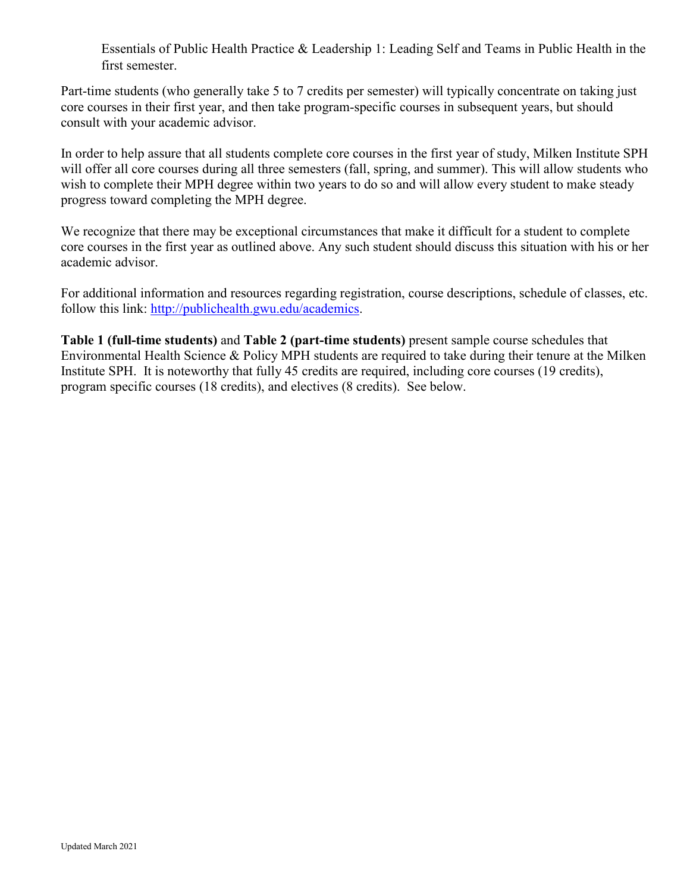Essentials of Public Health Practice & Leadership 1: Leading Self and Teams in Public Health in the first semester.

Part-time students (who generally take 5 to 7 credits per semester) will typically concentrate on taking just core courses in their first year, and then take program-specific courses in subsequent years, but should consult with your academic advisor.

In order to help assure that all students complete core courses in the first year of study, Milken Institute SPH will offer all core courses during all three semesters (fall, spring, and summer). This will allow students who wish to complete their MPH degree within two years to do so and will allow every student to make steady progress toward completing the MPH degree.

We recognize that there may be exceptional circumstances that make it difficult for a student to complete core courses in the first year as outlined above. Any such student should discuss this situation with his or her academic advisor.

For additional information and resources regarding registration, course descriptions, schedule of classes, etc. follow this link: [http://publichealth.gwu.edu/academics](http://publichealth.gwu.edu/academics).

**Table 1 (full-time students)** and **Table 2 (part-time students)** present sample course schedules that Environmental Health Science & Policy MPH students are required to take during their tenure at the Milken Institute SPH. It is noteworthy that fully 45 credits are required, including core courses (19 credits), program specific courses (18 credits), and electives (8 credits). See below.

Updated March 2021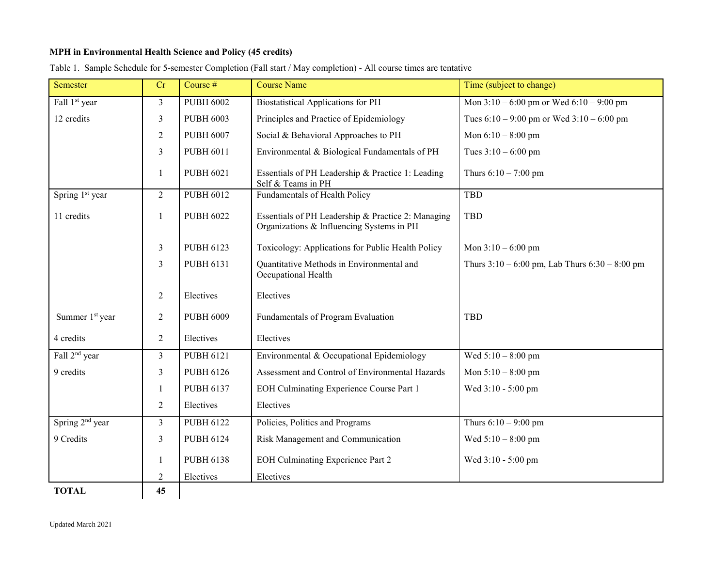**MPH in Environmental Health Science and Policy (45 credits)**

Table 1. Sample Schedule for 5-semester Completion (Fall start / May completion) - All course times are tentative

| Semester | Cr | Course # | Course Name | Time (subject to change) |
|---|---|---|---|---|
| Fall 1st year | 3 | PUBH 6002 | Biostatistical Applications for PH | Mon 3:10 – 6:00 pm or Wed 6:10 – 9:00 pm |
| 12 credits | 3 | PUBH 6003 | Principles and Practice of Epidemiology | Tues 6:10 – 9:00 pm or Wed 3:10 – 6:00 pm |
| | 2 | PUBH 6007 | Social & Behavioral Approaches to PH | Mon 6:10 – 8:00 pm |
| | 3 | PUBH 6011 | Environmental & Biological Fundamentals of PH | Tues 3:10 – 6:00 pm |
| | 1 | PUBH 6021 | Essentials of PH Leadership & Practice 1: Leading Self & Teams in PH | Thurs 6:10 – 7:00 pm |
| Spring 1st year | 2 | PUBH 6012 | Fundamentals of Health Policy | TBD |
| 11 credits | 1 | PUBH 6022 | Essentials of PH Leadership & Practice 2: Managing Organizations & Influencing Systems in PH | TBD |
| | 3 | PUBH 6123 | Toxicology: Applications for Public Health Policy | Mon 3:10 – 6:00 pm |
| | 3 | PUBH 6131 | Quantitative Methods in Environmental and Occupational Health | Thurs 3:10 – 6:00 pm, Lab Thurs 6:30 – 8:00 pm |
| | 2 | Electives | Electives | |
| Summer 1st year | 2 | PUBH 6009 | Fundamentals of Program Evaluation | TBD |
| 4 credits | 2 | Electives | Electives | |
| Fall 2nd year | 3 | PUBH 6121 | Environmental & Occupational Epidemiology | Wed 5:10 – 8:00 pm |
| 9 credits | 3 | PUBH 6126 | Assessment and Control of Environmental Hazards | Mon 5:10 – 8:00 pm |
| | 1 | PUBH 6137 | EOH Culminating Experience Course Part 1 | Wed 3:10 - 5:00 pm |
| | 2 | Electives | Electives | |
| Spring 2nd year | 3 | PUBH 6122 | Policies, Politics and Programs | Thurs 6:10 – 9:00 pm |
| 9 Credits | 3 | PUBH 6124 | Risk Management and Communication | Wed 5:10 – 8:00 pm |
| | 1 | PUBH 6138 | EOH Culminating Experience Part 2 | Wed 3:10 - 5:00 pm |
| | 2 | Electives | Electives | |
| **TOTAL** | **45** | | | |

Updated March 2021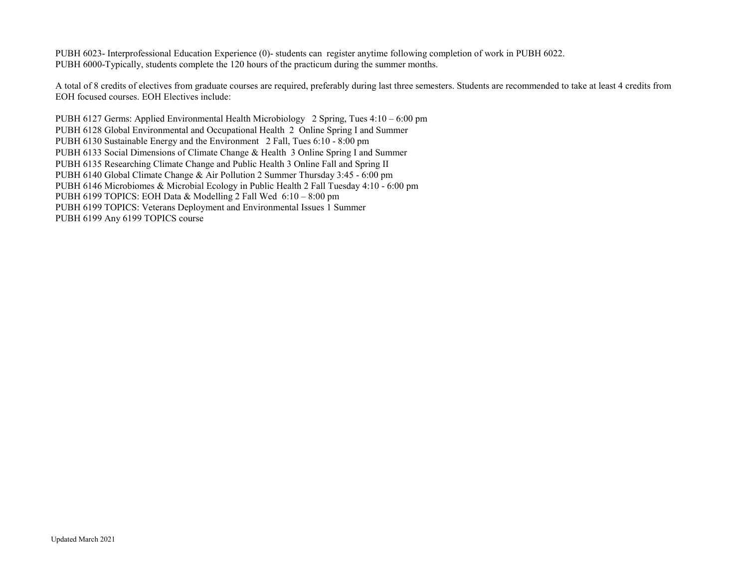PUBH 6023- Interprofessional Education Experience (0)- students can register anytime following completion of work in PUBH 6022.
PUBH 6000-Typically, students complete the 120 hours of the practicum during the summer months.

A total of 8 credits of electives from graduate courses are required, preferably during last three semesters. Students are recommended to take at least 4 credits from EOH focused courses. EOH Electives include:

PUBH 6127 Germs: Applied Environmental Health Microbiology 2 Spring, Tues 4:10 – 6:00 pm
PUBH 6128 Global Environmental and Occupational Health 2 Online Spring I and Summer
PUBH 6130 Sustainable Energy and the Environment 2 Fall, Tues 6:10 - 8:00 pm
PUBH 6133 Social Dimensions of Climate Change & Health 3 Online Spring I and Summer
PUBH 6135 Researching Climate Change and Public Health 3 Online Fall and Spring II
PUBH 6140 Global Climate Change & Air Pollution 2 Summer Thursday 3:45 - 6:00 pm
PUBH 6146 Microbiomes & Microbial Ecology in Public Health 2 Fall Tuesday 4:10 - 6:00 pm
PUBH 6199 TOPICS: EOH Data & Modelling 2 Fall Wed 6:10 – 8:00 pm
PUBH 6199 TOPICS: Veterans Deployment and Environmental Issues 1 Summer
PUBH 6199 Any 6199 TOPICS course

Updated March 2021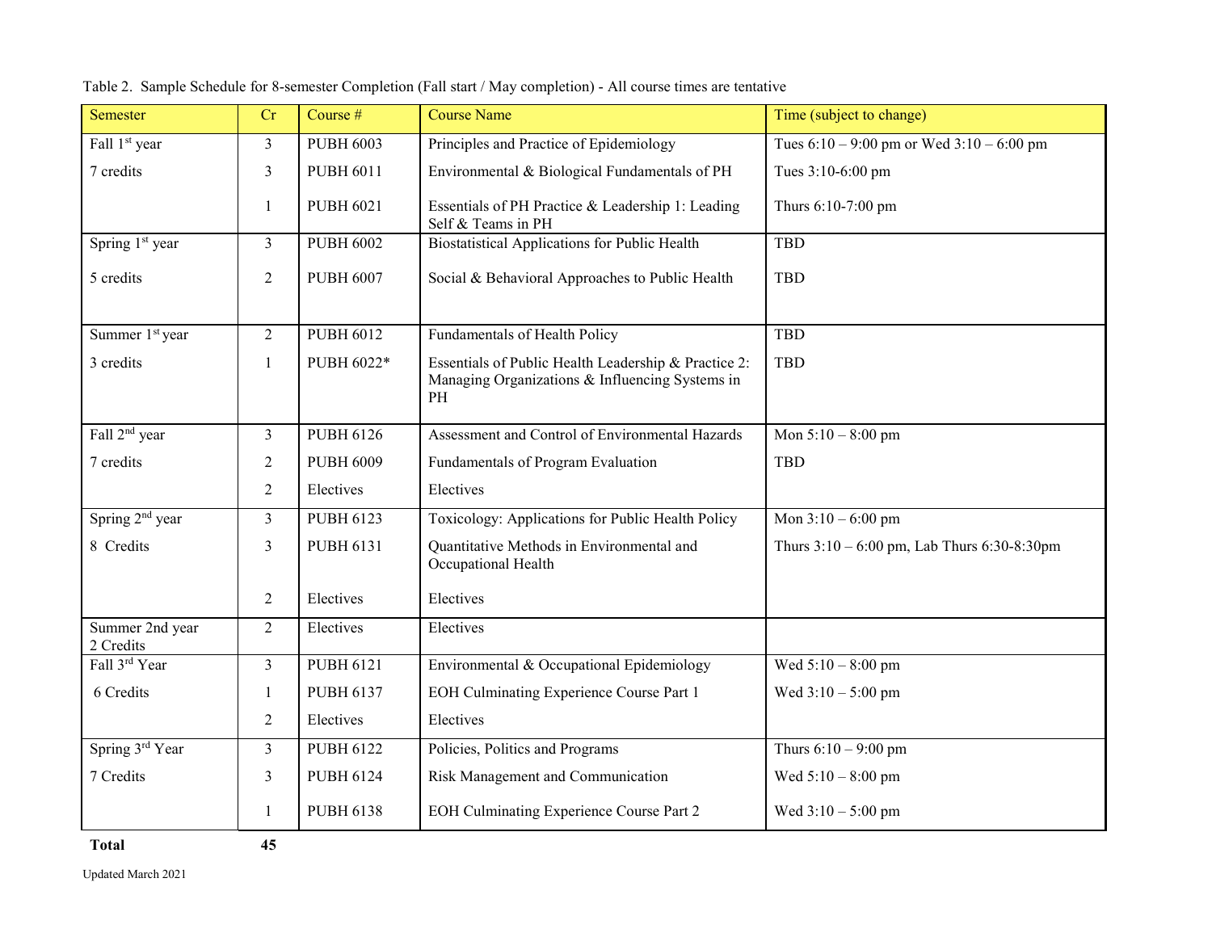Table 2. Sample Schedule for 8-semester Completion (Fall start / May completion) - All course times are tentative

| Semester | Cr | Course # | Course Name | Time (subject to change) |
|---|---|---|---|---|
| Fall 1st year | 3 | PUBH 6003 | Principles and Practice of Epidemiology | Tues 6:10 – 9:00 pm or Wed 3:10 – 6:00 pm |
| 7 credits | 3 | PUBH 6011 | Environmental & Biological Fundamentals of PH | Tues 3:10-6:00 pm |
| | 1 | PUBH 6021 | Essentials of PH Practice & Leadership 1: Leading Self & Teams in PH | Thurs 6:10-7:00 pm |
| Spring 1st year | 3 | PUBH 6002 | Biostatistical Applications for Public Health | TBD |
| 5 credits | 2 | PUBH 6007 | Social & Behavioral Approaches to Public Health | TBD |
| Summer 1st year | 2 | PUBH 6012 | Fundamentals of Health Policy | TBD |
| 3 credits | 1 | PUBH 6022* | Essentials of Public Health Leadership & Practice 2: Managing Organizations & Influencing Systems in PH | TBD |
| Fall 2nd year | 3 | PUBH 6126 | Assessment and Control of Environmental Hazards | Mon 5:10 – 8:00 pm |
| 7 credits | 2 | PUBH 6009 | Fundamentals of Program Evaluation | TBD |
| | 2 | Electives | Electives | |
| Spring 2nd year | 3 | PUBH 6123 | Toxicology: Applications for Public Health Policy | Mon 3:10 – 6:00 pm |
| 8 Credits | 3 | PUBH 6131 | Quantitative Methods in Environmental and Occupational Health | Thurs 3:10 – 6:00 pm, Lab Thurs 6:30-8:30pm |
| | 2 | Electives | Electives | |
| Summer 2nd year 2 Credits | 2 | Electives | Electives | |
| Fall 3rd Year | 3 | PUBH 6121 | Environmental & Occupational Epidemiology | Wed 5:10 – 8:00 pm |
| 6 Credits | 1 | PUBH 6137 | EOH Culminating Experience Course Part 1 | Wed 3:10 – 5:00 pm |
| | 2 | Electives | Electives | |
| Spring 3rd Year | 3 | PUBH 6122 | Policies, Politics and Programs | Thurs 6:10 – 9:00 pm |
| 7 Credits | 3 | PUBH 6124 | Risk Management and Communication | Wed 5:10 – 8:00 pm |
| | 1 | PUBH 6138 | EOH Culminating Experience Course Part 2 | Wed 3:10 – 5:00 pm |
| **Total** | **45** | | | |

Updated March 2021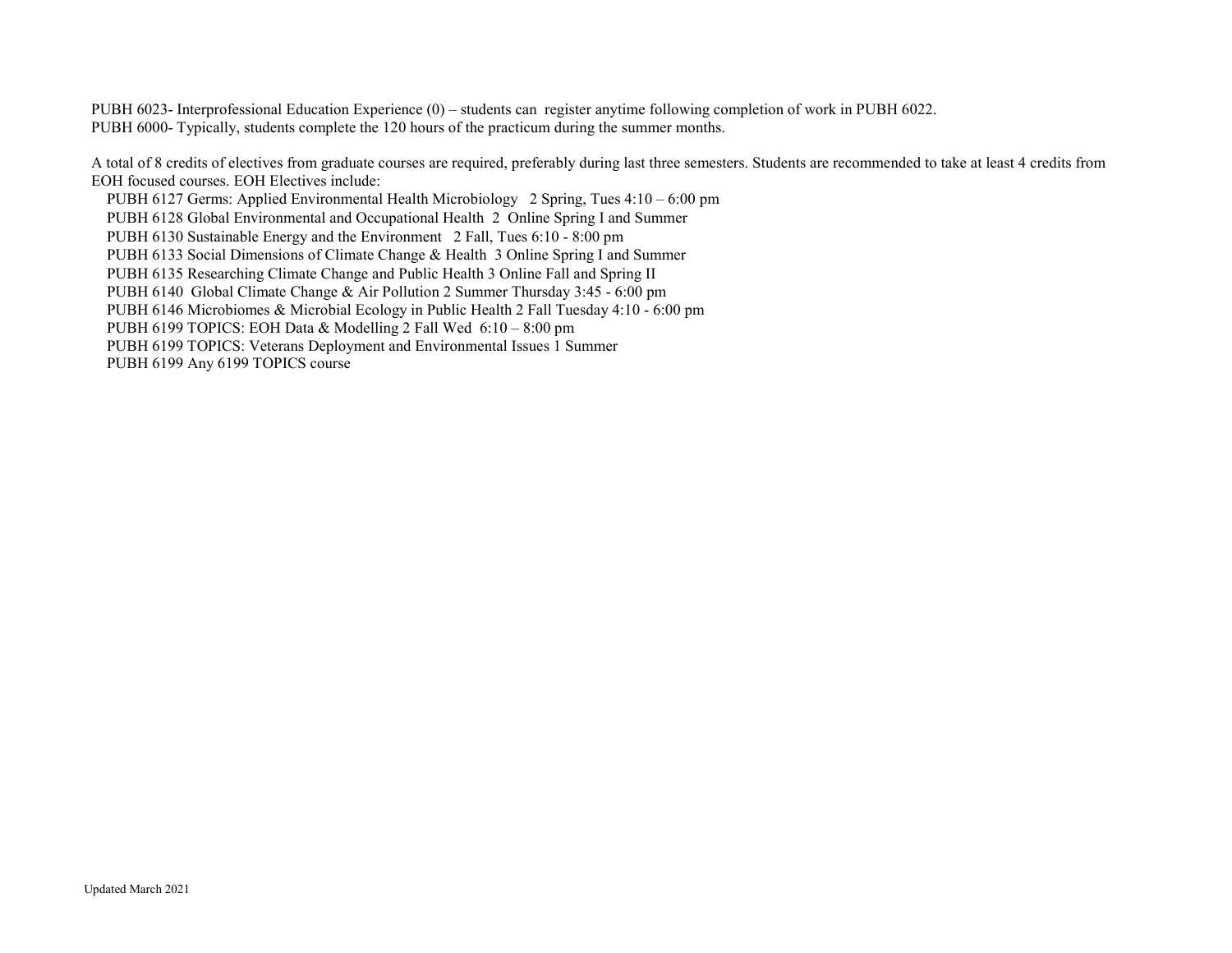PUBH 6023- Interprofessional Education Experience (0) – students can register anytime following completion of work in PUBH 6022.
PUBH 6000- Typically, students complete the 120 hours of the practicum during the summer months.

A total of 8 credits of electives from graduate courses are required, preferably during last three semesters. Students are recommended to take at least 4 credits from EOH focused courses. EOH Electives include:

- PUBH 6127 Germs: Applied Environmental Health Microbiology 2 Spring, Tues 4:10 – 6:00 pm
- PUBH 6128 Global Environmental and Occupational Health 2 Online Spring I and Summer
- PUBH 6130 Sustainable Energy and the Environment 2 Fall, Tues 6:10 - 8:00 pm
- PUBH 6133 Social Dimensions of Climate Change & Health 3 Online Spring I and Summer
- PUBH 6135 Researching Climate Change and Public Health 3 Online Fall and Spring II
- PUBH 6140 Global Climate Change & Air Pollution 2 Summer Thursday 3:45 - 6:00 pm
- PUBH 6146 Microbiomes & Microbial Ecology in Public Health 2 Fall Tuesday 4:10 - 6:00 pm
- PUBH 6199 TOPICS: EOH Data & Modelling 2 Fall Wed 6:10 – 8:00 pm
- PUBH 6199 TOPICS: Veterans Deployment and Environmental Issues 1 Summer
- PUBH 6199 Any 6199 TOPICS course

Updated March 2021